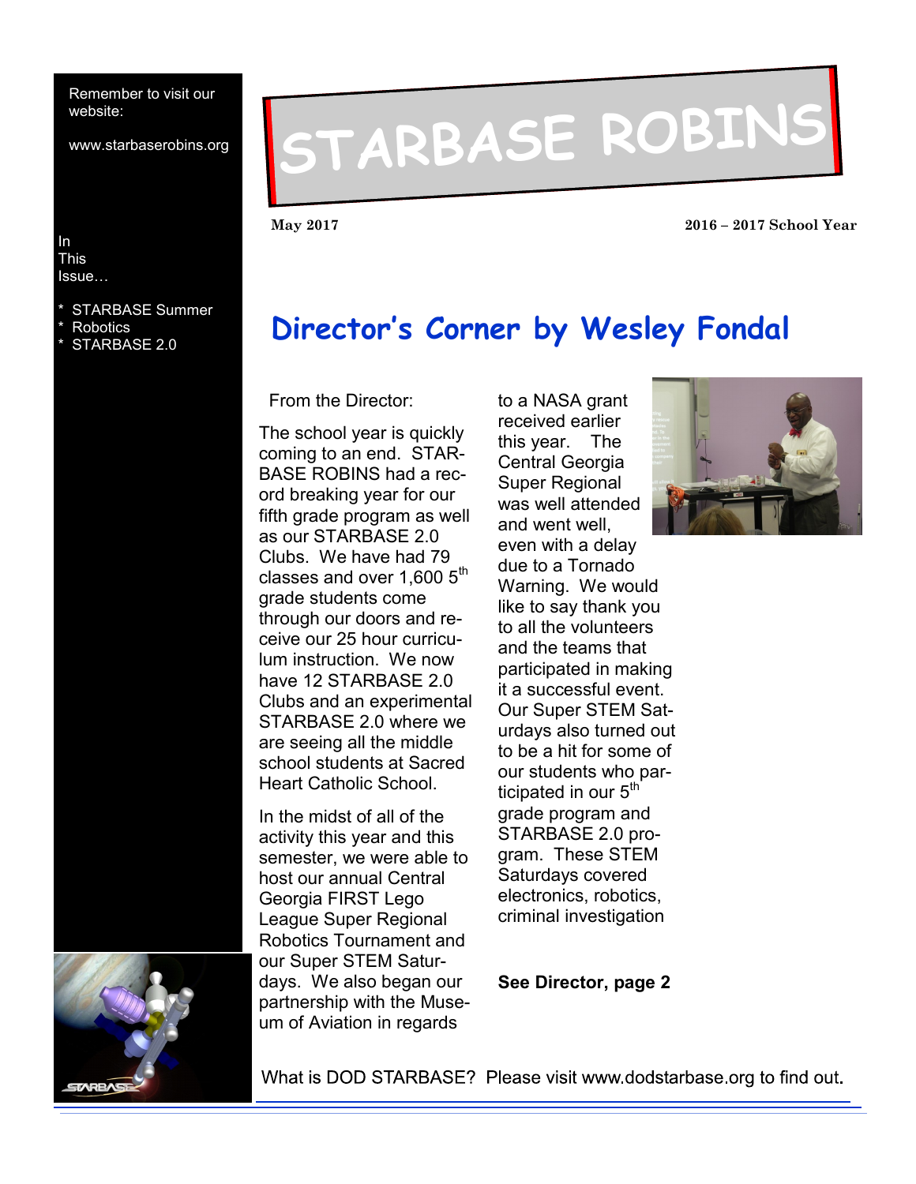Remember to visit our website:

www.starbaserobins.org

In This Issue…

* STARBASE Summer
* Robotics
* STARBASE 2.0

# STARBASE ROBINS

**May 2017** **2016 – 2017 School Year**

## Director's Corner by Wesley Fondal

From the Director:

The school year is quickly coming to an end. STARBASE ROBINS had a record breaking year for our fifth grade program as well as our STARBASE 2.0 Clubs. We have had 79 classes and over 1,600 5th grade students come through our doors and receive our 25 hour curriculum instruction. We now have 12 STARBASE 2.0 Clubs and an experimental STARBASE 2.0 where we are seeing all the middle school students at Sacred Heart Catholic School.

In the midst of all of the activity this year and this semester, we were able to host our annual Central Georgia FIRST Lego League Super Regional Robotics Tournament and our Super STEM Saturdays. We also began our partnership with the Museum of Aviation in regards to a NASA grant received earlier this year. The Central Georgia Super Regional was well attended and went well, even with a delay due to a Tornado Warning. We would like to say thank you to all the volunteers and the teams that participated in making it a successful event. Our Super STEM Saturdays also turned out to be a hit for some of our students who participated in our 5th grade program and STARBASE 2.0 program. These STEM Saturdays covered electronics, robotics, criminal investigation

**See Director, page 2**

What is DOD STARBASE? Please visit www.dodstarbase.org to find out.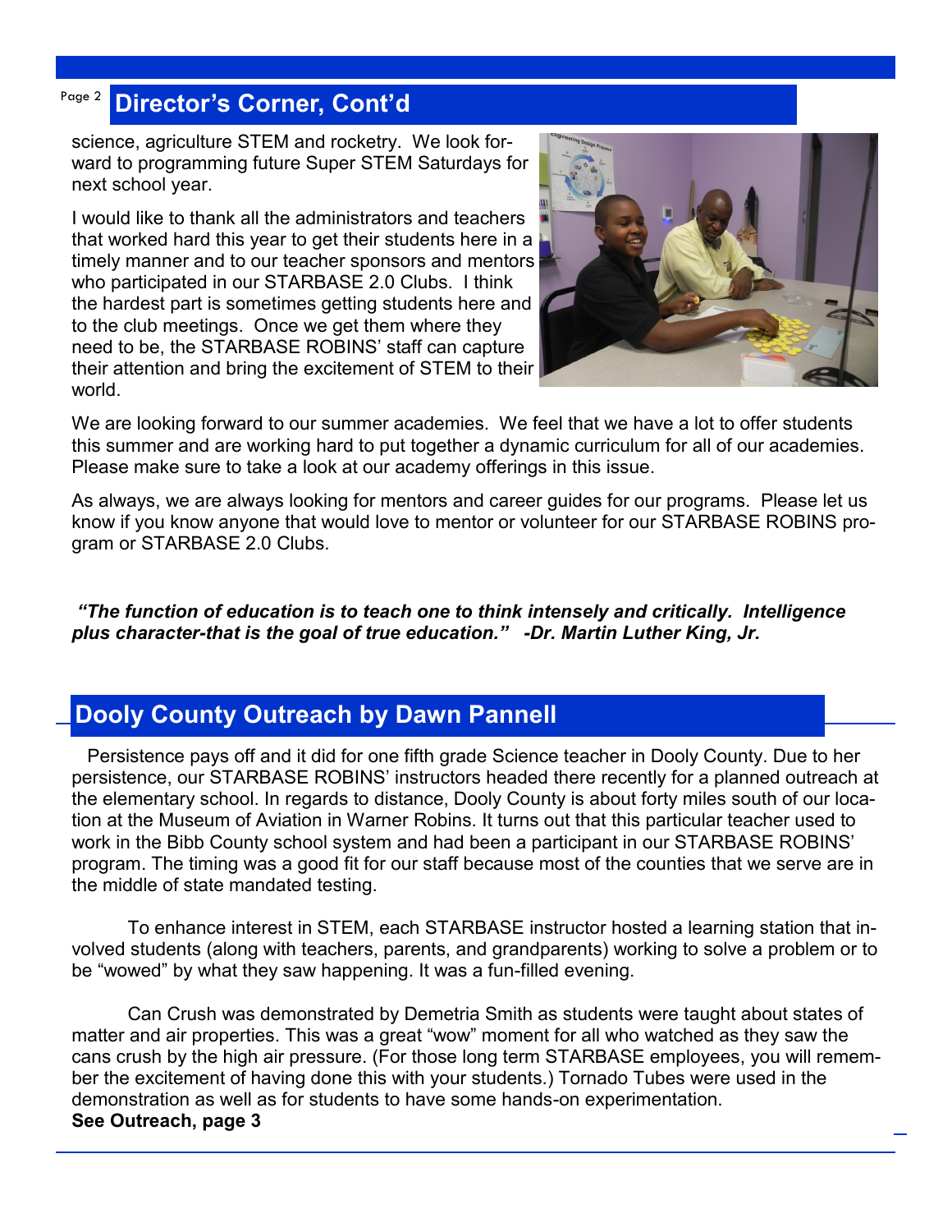## Director's Corner, Cont'd

science, agriculture STEM and rocketry. We look forward to programming future Super STEM Saturdays for next school year.

I would like to thank all the administrators and teachers that worked hard this year to get their students here in a timely manner and to our teacher sponsors and mentors who participated in our STARBASE 2.0 Clubs. I think the hardest part is sometimes getting students here and to the club meetings. Once we get them where they need to be, the STARBASE ROBINS' staff can capture their attention and bring the excitement of STEM to their world.

We are looking forward to our summer academies. We feel that we have a lot to offer students this summer and are working hard to put together a dynamic curriculum for all of our academies. Please make sure to take a look at our academy offerings in this issue.

As always, we are always looking for mentors and career guides for our programs. Please let us know if you know anyone that would love to mentor or volunteer for our STARBASE ROBINS program or STARBASE 2.0 Clubs.

***"The function of education is to teach one to think intensely and critically. Intelligence plus character-that is the goal of true education." -Dr. Martin Luther King, Jr.***

## Dooly County Outreach by Dawn Pannell

Persistence pays off and it did for one fifth grade Science teacher in Dooly County. Due to her persistence, our STARBASE ROBINS' instructors headed there recently for a planned outreach at the elementary school. In regards to distance, Dooly County is about forty miles south of our location at the Museum of Aviation in Warner Robins. It turns out that this particular teacher used to work in the Bibb County school system and had been a participant in our STARBASE ROBINS' program. The timing was a good fit for our staff because most of the counties that we serve are in the middle of state mandated testing.

To enhance interest in STEM, each STARBASE instructor hosted a learning station that involved students (along with teachers, parents, and grandparents) working to solve a problem or to be "wowed" by what they saw happening. It was a fun-filled evening.

Can Crush was demonstrated by Demetria Smith as students were taught about states of matter and air properties. This was a great "wow" moment for all who watched as they saw the cans crush by the high air pressure. (For those long term STARBASE employees, you will remember the excitement of having done this with your students.) Tornado Tubes were used in the demonstration as well as for students to have some hands-on experimentation.

**See Outreach, page 3**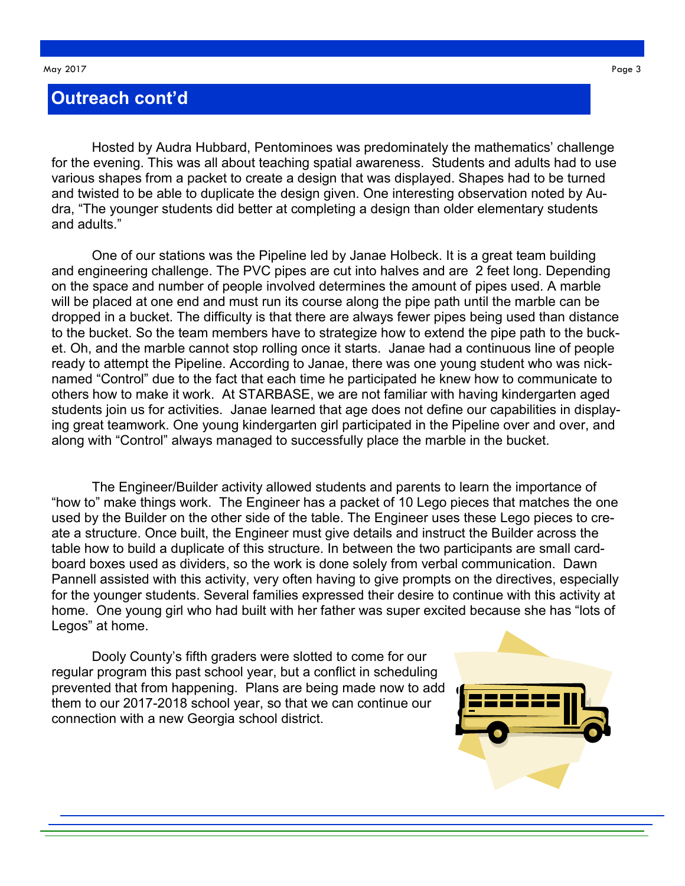## Outreach cont'd

Hosted by Audra Hubbard, Pentominoes was predominately the mathematics' challenge for the evening. This was all about teaching spatial awareness. Students and adults had to use various shapes from a packet to create a design that was displayed. Shapes had to be turned and twisted to be able to duplicate the design given. One interesting observation noted by Audra, "The younger students did better at completing a design than older elementary students and adults."

One of our stations was the Pipeline led by Janae Holbeck. It is a great team building and engineering challenge. The PVC pipes are cut into halves and are 2 feet long. Depending on the space and number of people involved determines the amount of pipes used. A marble will be placed at one end and must run its course along the pipe path until the marble can be dropped in a bucket. The difficulty is that there are always fewer pipes being used than distance to the bucket. So the team members have to strategize how to extend the pipe path to the bucket. Oh, and the marble cannot stop rolling once it starts. Janae had a continuous line of people ready to attempt the Pipeline. According to Janae, there was one young student who was nicknamed "Control" due to the fact that each time he participated he knew how to communicate to others how to make it work. At STARBASE, we are not familiar with having kindergarten aged students join us for activities. Janae learned that age does not define our capabilities in displaying great teamwork. One young kindergarten girl participated in the Pipeline over and over, and along with "Control" always managed to successfully place the marble in the bucket.

The Engineer/Builder activity allowed students and parents to learn the importance of "how to" make things work. The Engineer has a packet of 10 Lego pieces that matches the one used by the Builder on the other side of the table. The Engineer uses these Lego pieces to create a structure. Once built, the Engineer must give details and instruct the Builder across the table how to build a duplicate of this structure. In between the two participants are small cardboard boxes used as dividers, so the work is done solely from verbal communication. Dawn Pannell assisted with this activity, very often having to give prompts on the directives, especially for the younger students. Several families expressed their desire to continue with this activity at home. One young girl who had built with her father was super excited because she has "lots of Legos" at home.

Dooly County's fifth graders were slotted to come for our regular program this past school year, but a conflict in scheduling prevented that from happening. Plans are being made now to add them to our 2017-2018 school year, so that we can continue our connection with a new Georgia school district.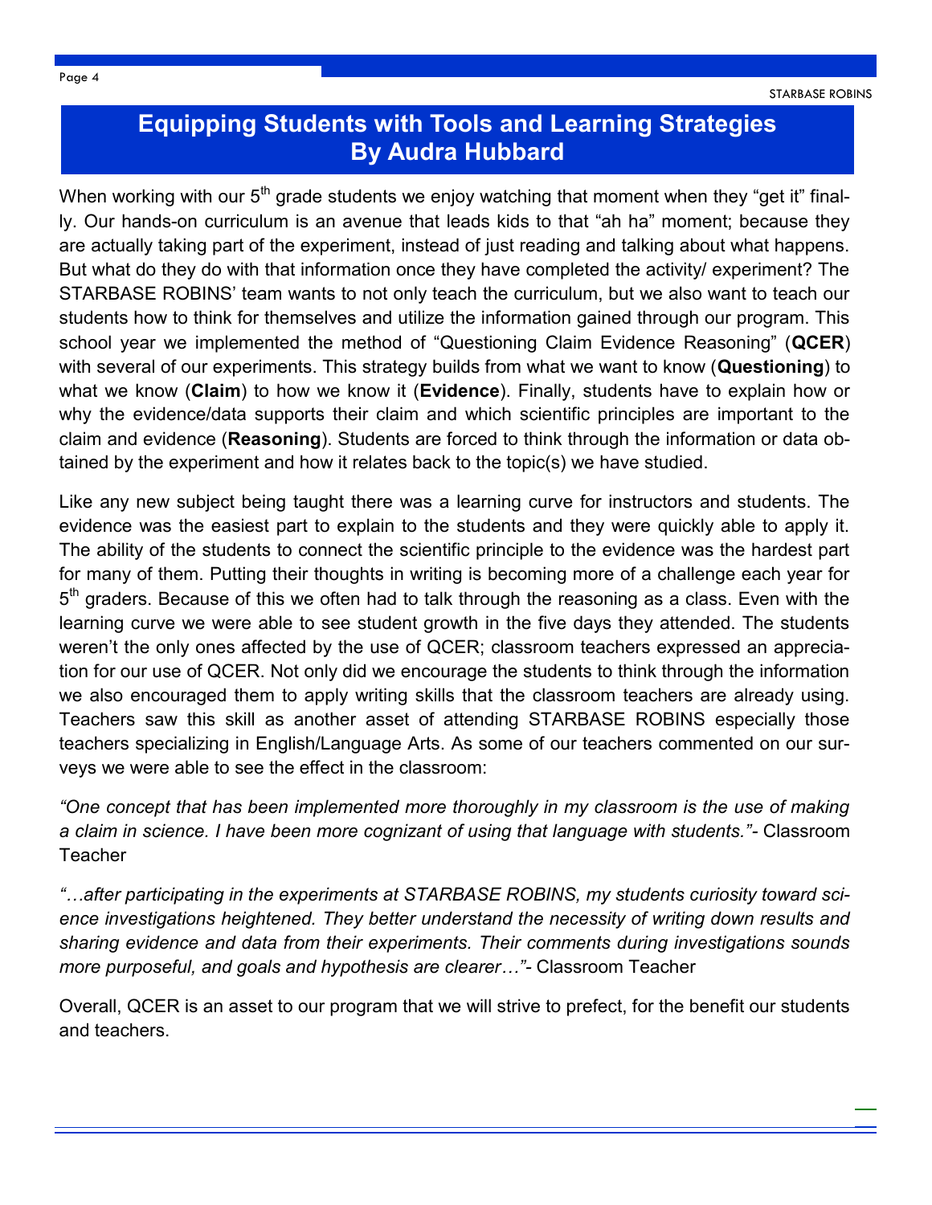# Equipping Students with Tools and Learning Strategies By Audra Hubbard

When working with our 5th grade students we enjoy watching that moment when they "get it" finally. Our hands-on curriculum is an avenue that leads kids to that "ah ha" moment; because they are actually taking part of the experiment, instead of just reading and talking about what happens. But what do they do with that information once they have completed the activity/ experiment? The STARBASE ROBINS' team wants to not only teach the curriculum, but we also want to teach our students how to think for themselves and utilize the information gained through our program. This school year we implemented the method of "Questioning Claim Evidence Reasoning" (**QCER**) with several of our experiments. This strategy builds from what we want to know (**Questioning**) to what we know (**Claim**) to how we know it (**Evidence**). Finally, students have to explain how or why the evidence/data supports their claim and which scientific principles are important to the claim and evidence (**Reasoning**). Students are forced to think through the information or data obtained by the experiment and how it relates back to the topic(s) we have studied.

Like any new subject being taught there was a learning curve for instructors and students. The evidence was the easiest part to explain to the students and they were quickly able to apply it. The ability of the students to connect the scientific principle to the evidence was the hardest part for many of them. Putting their thoughts in writing is becoming more of a challenge each year for 5th graders. Because of this we often had to talk through the reasoning as a class. Even with the learning curve we were able to see student growth in the five days they attended. The students weren't the only ones affected by the use of QCER; classroom teachers expressed an appreciation for our use of QCER. Not only did we encourage the students to think through the information we also encouraged them to apply writing skills that the classroom teachers are already using. Teachers saw this skill as another asset of attending STARBASE ROBINS especially those teachers specializing in English/Language Arts. As some of our teachers commented on our surveys we were able to see the effect in the classroom:

*"One concept that has been implemented more thoroughly in my classroom is the use of making a claim in science. I have been more cognizant of using that language with students."*- Classroom Teacher

*"…after participating in the experiments at STARBASE ROBINS, my students curiosity toward science investigations heightened. They better understand the necessity of writing down results and sharing evidence and data from their experiments. Their comments during investigations sounds more purposeful, and goals and hypothesis are clearer…"*- Classroom Teacher

Overall, QCER is an asset to our program that we will strive to prefect, for the benefit our students and teachers.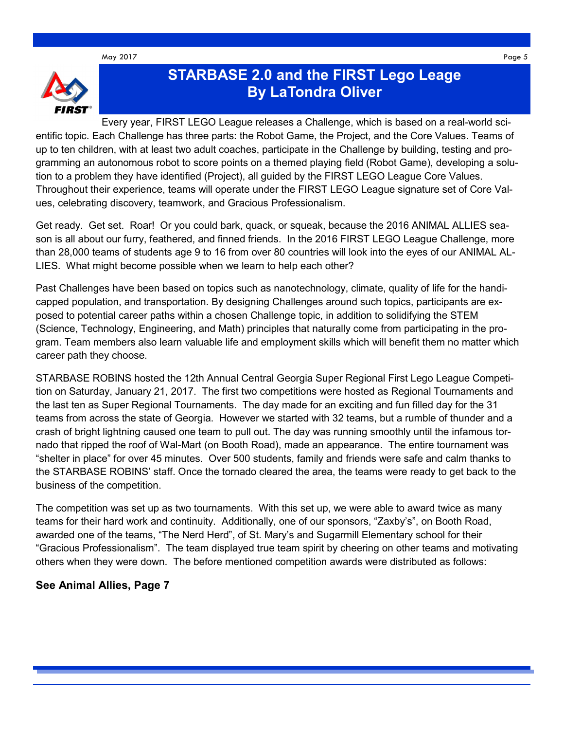# STARBASE 2.0 and the FIRST Lego Leage
## By LaTondra Oliver

Every year, FIRST LEGO League releases a Challenge, which is based on a real-world scientific topic. Each Challenge has three parts: the Robot Game, the Project, and the Core Values. Teams of up to ten children, with at least two adult coaches, participate in the Challenge by building, testing and programming an autonomous robot to score points on a themed playing field (Robot Game), developing a solution to a problem they have identified (Project), all guided by the FIRST LEGO League Core Values. Throughout their experience, teams will operate under the FIRST LEGO League signature set of Core Values, celebrating discovery, teamwork, and Gracious Professionalism.

Get ready. Get set. Roar! Or you could bark, quack, or squeak, because the 2016 ANIMAL ALLIES season is all about our furry, feathered, and finned friends. In the 2016 FIRST LEGO League Challenge, more than 28,000 teams of students age 9 to 16 from over 80 countries will look into the eyes of our ANIMAL ALLIES. What might become possible when we learn to help each other?

Past Challenges have been based on topics such as nanotechnology, climate, quality of life for the handicapped population, and transportation. By designing Challenges around such topics, participants are exposed to potential career paths within a chosen Challenge topic, in addition to solidifying the STEM (Science, Technology, Engineering, and Math) principles that naturally come from participating in the program. Team members also learn valuable life and employment skills which will benefit them no matter which career path they choose.

STARBASE ROBINS hosted the 12th Annual Central Georgia Super Regional First Lego League Competition on Saturday, January 21, 2017. The first two competitions were hosted as Regional Tournaments and the last ten as Super Regional Tournaments. The day made for an exciting and fun filled day for the 31 teams from across the state of Georgia. However we started with 32 teams, but a rumble of thunder and a crash of bright lightning caused one team to pull out. The day was running smoothly until the infamous tornado that ripped the roof of Wal-Mart (on Booth Road), made an appearance. The entire tournament was "shelter in place" for over 45 minutes. Over 500 students, family and friends were safe and calm thanks to the STARBASE ROBINS' staff. Once the tornado cleared the area, the teams were ready to get back to the business of the competition.

The competition was set up as two tournaments. With this set up, we were able to award twice as many teams for their hard work and continuity. Additionally, one of our sponsors, "Zaxby's", on Booth Road, awarded one of the teams, "The Nerd Herd", of St. Mary's and Sugarmill Elementary school for their "Gracious Professionalism". The team displayed true team spirit by cheering on other teams and motivating others when they were down. The before mentioned competition awards were distributed as follows:

**See Animal Allies, Page 7**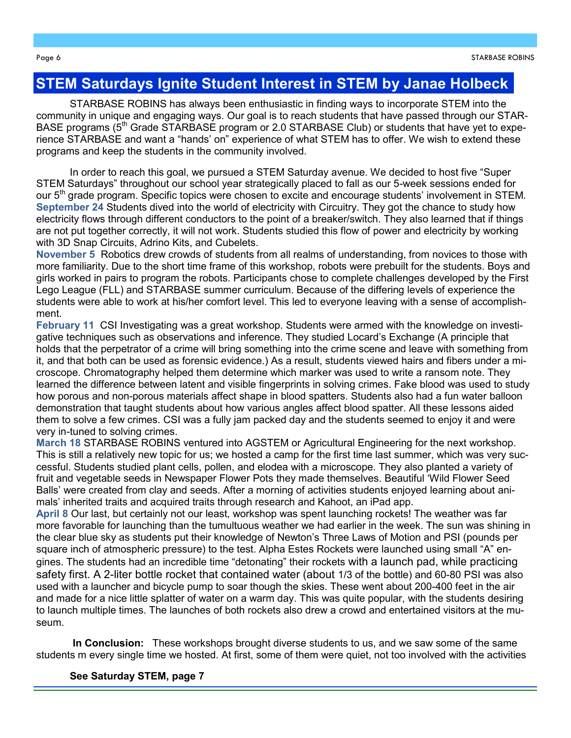## STEM Saturdays Ignite Student Interest in STEM by Janae Holbeck

STARBASE ROBINS has always been enthusiastic in finding ways to incorporate STEM into the community in unique and engaging ways. Our goal is to reach students that have passed through our STARBASE programs (5th Grade STARBASE program or 2.0 STARBASE Club) or students that have yet to experience STARBASE and want a "hands' on" experience of what STEM has to offer. We wish to extend these programs and keep the students in the community involved.

In order to reach this goal, we pursued a STEM Saturday avenue. We decided to host five "Super STEM Saturdays" throughout our school year strategically placed to fall as our 5-week sessions ended for our 5th grade program. Specific topics were chosen to excite and encourage students' involvement in STEM.

**September 24** Students dived into the world of electricity with Circuitry. They got the chance to study how electricity flows through different conductors to the point of a breaker/switch. They also learned that if things are not put together correctly, it will not work. Students studied this flow of power and electricity by working with 3D Snap Circuits, Adrino Kits, and Cubelets.

**November 5** Robotics drew crowds of students from all realms of understanding, from novices to those with more familiarity. Due to the short time frame of this workshop, robots were prebuilt for the students. Boys and girls worked in pairs to program the robots. Participants chose to complete challenges developed by the First Lego League (FLL) and STARBASE summer curriculum. Because of the differing levels of experience the students were able to work at his/her comfort level. This led to everyone leaving with a sense of accomplishment.

**February 11** CSI Investigating was a great workshop. Students were armed with the knowledge on investigative techniques such as observations and inference. They studied Locard's Exchange (A principle that holds that the perpetrator of a crime will bring something into the crime scene and leave with something from it, and that both can be used as forensic evidence.) As a result, students viewed hairs and fibers under a microscope. Chromatography helped them determine which marker was used to write a ransom note. They learned the difference between latent and visible fingerprints in solving crimes. Fake blood was used to study how porous and non-porous materials affect shape in blood spatters. Students also had a fun water balloon demonstration that taught students about how various angles affect blood spatter. All these lessons aided them to solve a few crimes. CSI was a fully jam packed day and the students seemed to enjoy it and were very in-tuned to solving crimes.

**March 18** STARBASE ROBINS ventured into AGSTEM or Agricultural Engineering for the next workshop. This is still a relatively new topic for us; we hosted a camp for the first time last summer, which was very successful. Students studied plant cells, pollen, and elodea with a microscope. They also planted a variety of fruit and vegetable seeds in Newspaper Flower Pots they made themselves. Beautiful 'Wild Flower Seed Balls' were created from clay and seeds. After a morning of activities students enjoyed learning about animals' inherited traits and acquired traits through research and Kahoot, an iPad app.

**April 8** Our last, but certainly not our least, workshop was spent launching rockets! The weather was far more favorable for launching than the tumultuous weather we had earlier in the week. The sun was shining in the clear blue sky as students put their knowledge of Newton's Three Laws of Motion and PSI (pounds per square inch of atmospheric pressure) to the test. Alpha Estes Rockets were launched using small "A" engines. The students had an incredible time "detonating" their rockets with a launch pad, while practicing safety first. A 2-liter bottle rocket that contained water (about 1/3 of the bottle) and 60-80 PSI was also used with a launcher and bicycle pump to soar though the skies. These went about 200-400 feet in the air and made for a nice little splatter of water on a warm day. This was quite popular, with the students desiring to launch multiple times. The launches of both rockets also drew a crowd and entertained visitors at the museum.

**In Conclusion:** These workshops brought diverse students to us, and we saw some of the same students m every single time we hosted. At first, some of them were quiet, not too involved with the activities

**See Saturday STEM, page 7**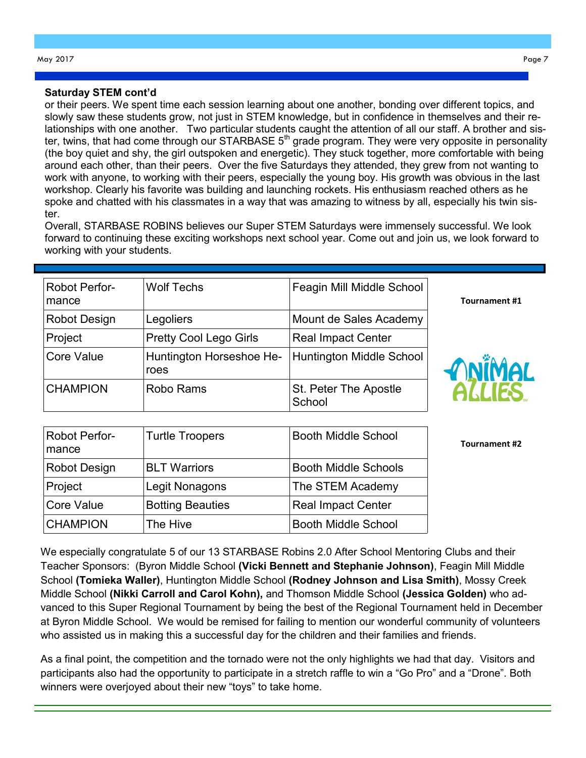**Saturday STEM cont'd**

or their peers. We spent time each session learning about one another, bonding over different topics, and slowly saw these students grow, not just in STEM knowledge, but in confidence in themselves and their relationships with one another. Two particular students caught the attention of all our staff. A brother and sister, twins, that had come through our STARBASE 5th grade program. They were very opposite in personality (the boy quiet and shy, the girl outspoken and energetic). They stuck together, more comfortable with being around each other, than their peers. Over the five Saturdays they attended, they grew from not wanting to work with anyone, to working with their peers, especially the young boy. His growth was obvious in the last workshop. Clearly his favorite was building and launching rockets. His enthusiasm reached others as he spoke and chatted with his classmates in a way that was amazing to witness by all, especially his twin sister.

Overall, STARBASE ROBINS believes our Super STEM Saturdays were immensely successful. We look forward to continuing these exciting workshops next school year. Come out and join us, we look forward to working with your students.

**Tournament #1**

| | | |
|---|---|---|
| Robot Performance | Wolf Techs | Feagin Mill Middle School |
| Robot Design | Legoliers | Mount de Sales Academy |
| Project | Pretty Cool Lego Girls | Real Impact Center |
| Core Value | Huntington Horseshoe Heroes | Huntington Middle School |
| CHAMPION | Robo Rams | St. Peter The Apostle School |

ANIMAL ALLIES

**Tournament #2**

| | | |
|---|---|---|
| Robot Performance | Turtle Troopers | Booth Middle School |
| Robot Design | BLT Warriors | Booth Middle Schools |
| Project | Legit Nonagons | The STEM Academy |
| Core Value | Botting Beauties | Real Impact Center |
| CHAMPION | The Hive | Booth Middle School |

We especially congratulate 5 of our 13 STARBASE Robins 2.0 After School Mentoring Clubs and their Teacher Sponsors: (Byron Middle School **(Vicki Bennett and Stephanie Johnson)**, Feagin Mill Middle School **(Tomieka Waller)**, Huntington Middle School **(Rodney Johnson and Lisa Smith)**, Mossy Creek Middle School **(Nikki Carroll and Carol Kohn),** and Thomson Middle School **(Jessica Golden)** who advanced to this Super Regional Tournament by being the best of the Regional Tournament held in December at Byron Middle School. We would be remised for failing to mention our wonderful community of volunteers who assisted us in making this a successful day for the children and their families and friends.

As a final point, the competition and the tornado were not the only highlights we had that day. Visitors and participants also had the opportunity to participate in a stretch raffle to win a "Go Pro" and a "Drone". Both winners were overjoyed about their new "toys" to take home.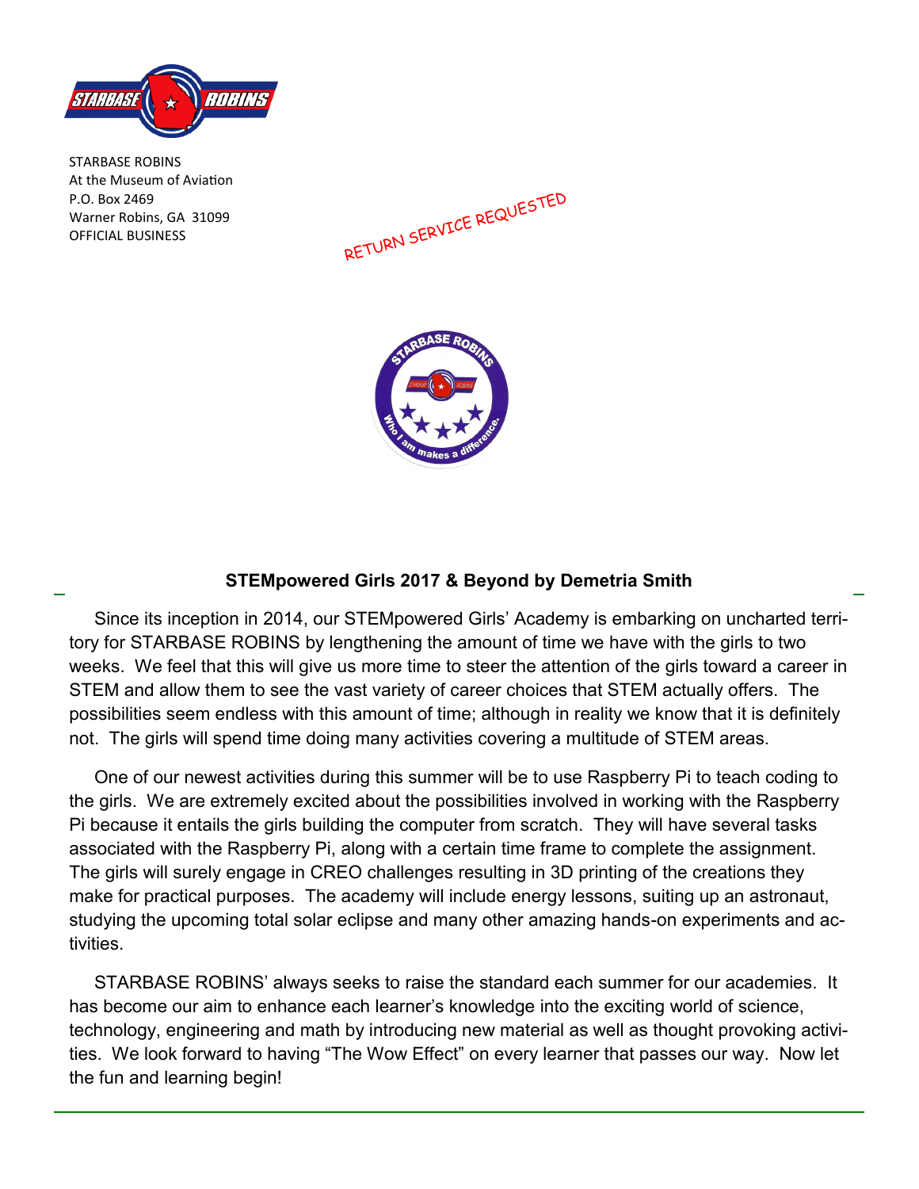STARBASE ROBINS
At the Museum of Aviation
P.O. Box 2469
Warner Robins, GA 31099
OFFICIAL BUSINESS

RETURN SERVICE REQUESTED

## STEMpowered Girls 2017 & Beyond by Demetria Smith

Since its inception in 2014, our STEMpowered Girls' Academy is embarking on uncharted territory for STARBASE ROBINS by lengthening the amount of time we have with the girls to two weeks. We feel that this will give us more time to steer the attention of the girls toward a career in STEM and allow them to see the vast variety of career choices that STEM actually offers. The possibilities seem endless with this amount of time; although in reality we know that it is definitely not. The girls will spend time doing many activities covering a multitude of STEM areas.

One of our newest activities during this summer will be to use Raspberry Pi to teach coding to the girls. We are extremely excited about the possibilities involved in working with the Raspberry Pi because it entails the girls building the computer from scratch. They will have several tasks associated with the Raspberry Pi, along with a certain time frame to complete the assignment. The girls will surely engage in CREO challenges resulting in 3D printing of the creations they make for practical purposes. The academy will include energy lessons, suiting up an astronaut, studying the upcoming total solar eclipse and many other amazing hands-on experiments and activities.

STARBASE ROBINS' always seeks to raise the standard each summer for our academies. It has become our aim to enhance each learner's knowledge into the exciting world of science, technology, engineering and math by introducing new material as well as thought provoking activities. We look forward to having "The Wow Effect" on every learner that passes our way. Now let the fun and learning begin!